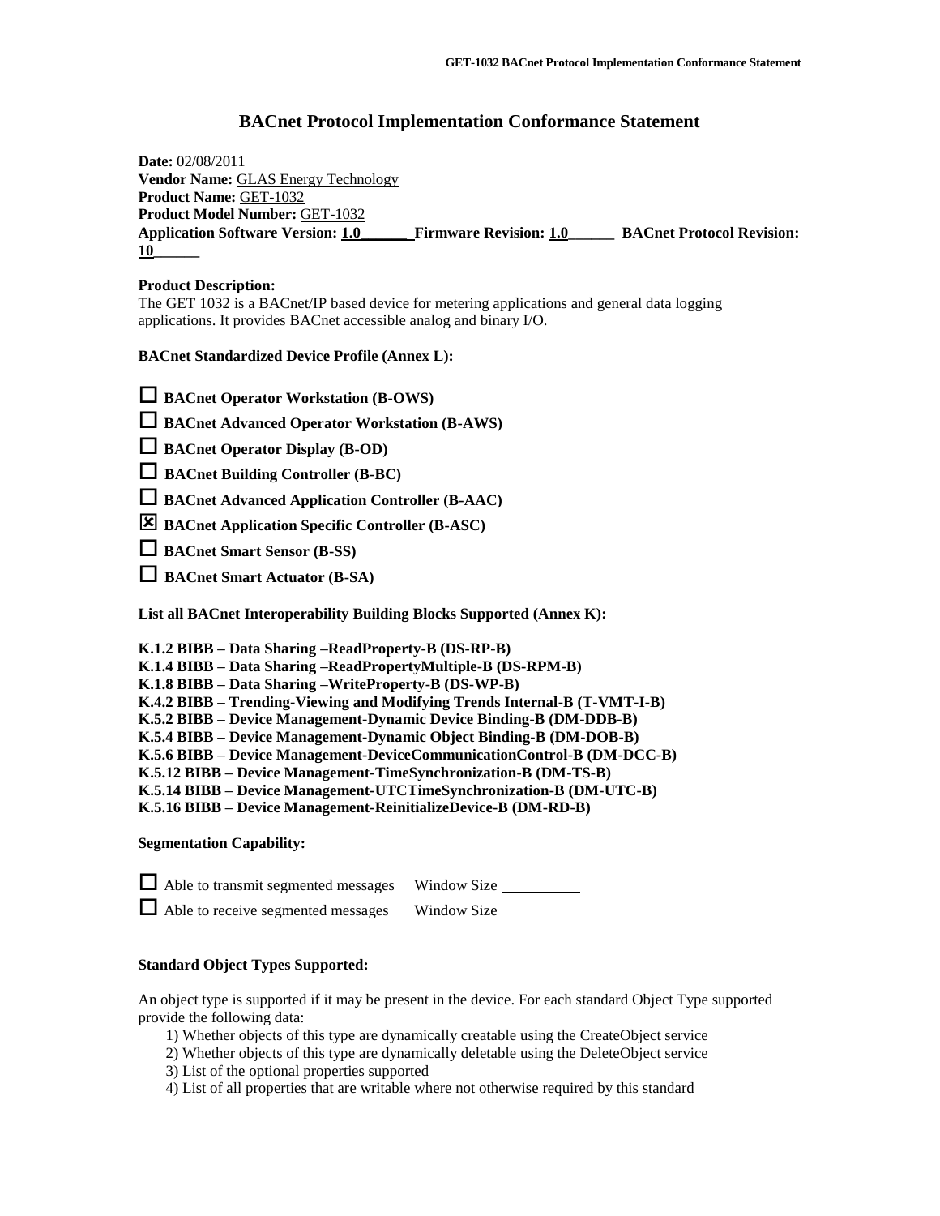# BACnet Protocol Implementation Conformance Statement

**Date:** 02/08/2011
**Vendor Name:** GLAS Energy Technology
**Product Name:** GET-1032
**Product Model Number:** GET-1032
**Application Software Version: 1.0______ Firmware Revision: 1.0______ BACnet Protocol Revision: 10______**

**Product Description:**
The GET 1032 is a BACnet/IP based device for metering applications and general data logging applications. It provides BACnet accessible analog and binary I/O.

**BACnet Standardized Device Profile (Annex L):**

- ☐ **BACnet Operator Workstation (B-OWS)**
- ☐ **BACnet Advanced Operator Workstation (B-AWS)**
- ☐ **BACnet Operator Display (B-OD)**
- ☐ **BACnet Building Controller (B-BC)**
- ☐ **BACnet Advanced Application Controller (B-AAC)**
- ☒ **BACnet Application Specific Controller (B-ASC)**
- ☐ **BACnet Smart Sensor (B-SS)**
- ☐ **BACnet Smart Actuator (B-SA)**

**List all BACnet Interoperability Building Blocks Supported (Annex K):**

**K.1.2 BIBB – Data Sharing –ReadProperty-B (DS-RP-B)**
**K.1.4 BIBB – Data Sharing –ReadPropertyMultiple-B (DS-RPM-B)**
**K.1.8 BIBB – Data Sharing –WriteProperty-B (DS-WP-B)**
**K.4.2 BIBB – Trending-Viewing and Modifying Trends Internal-B (T-VMT-I-B)**
**K.5.2 BIBB – Device Management-Dynamic Device Binding-B (DM-DDB-B)**
**K.5.4 BIBB – Device Management-Dynamic Object Binding-B (DM-DOB-B)**
**K.5.6 BIBB – Device Management-DeviceCommunicationControl-B (DM-DCC-B)**
**K.5.12 BIBB – Device Management-TimeSynchronization-B (DM-TS-B)**
**K.5.14 BIBB – Device Management-UTCTimeSynchronization-B (DM-UTC-B)**
**K.5.16 BIBB – Device Management-ReinitializeDevice-B (DM-RD-B)**

**Segmentation Capability:**

- ☐ Able to transmit segmented messages Window Size __________
- ☐ Able to receive segmented messages Window Size __________

**Standard Object Types Supported:**

An object type is supported if it may be present in the device. For each standard Object Type supported provide the following data:

1) Whether objects of this type are dynamically creatable using the CreateObject service
2) Whether objects of this type are dynamically deletable using the DeleteObject service
3) List of the optional properties supported
4) List of all properties that are writable where not otherwise required by this standard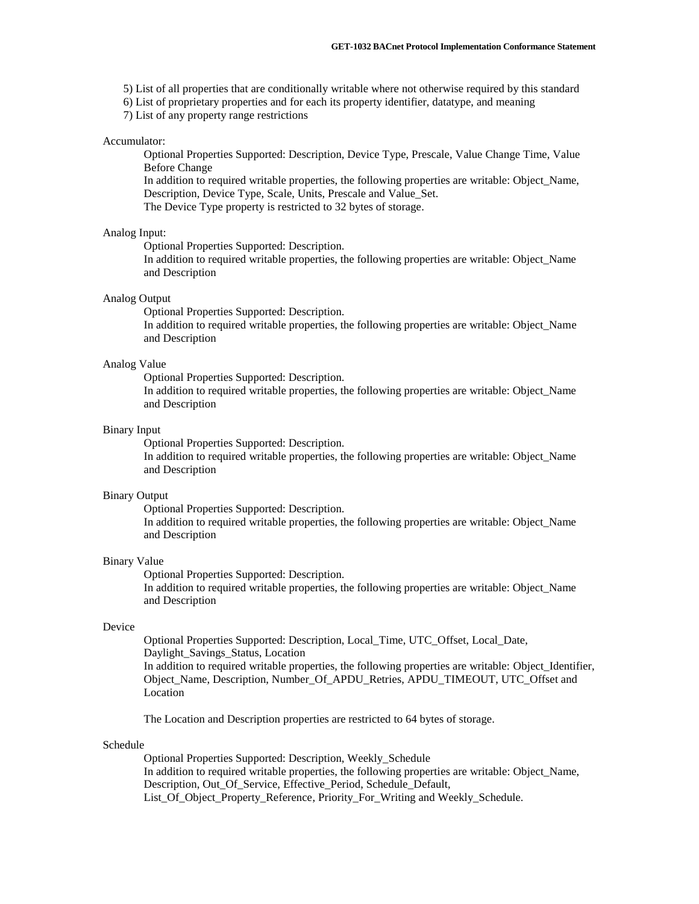5) List of all properties that are conditionally writable where not otherwise required by this standard
6) List of proprietary properties and for each its property identifier, datatype, and meaning
7) List of any property range restrictions

Accumulator:

Optional Properties Supported: Description, Device Type, Prescale, Value Change Time, Value Before Change
In addition to required writable properties, the following properties are writable: Object_Name, Description, Device Type, Scale, Units, Prescale and Value_Set.
The Device Type property is restricted to 32 bytes of storage.

Analog Input:

Optional Properties Supported: Description.
In addition to required writable properties, the following properties are writable: Object_Name and Description

Analog Output

Optional Properties Supported: Description.
In addition to required writable properties, the following properties are writable: Object_Name and Description

Analog Value

Optional Properties Supported: Description.
In addition to required writable properties, the following properties are writable: Object_Name and Description

Binary Input

Optional Properties Supported: Description.
In addition to required writable properties, the following properties are writable: Object_Name and Description

Binary Output

Optional Properties Supported: Description.
In addition to required writable properties, the following properties are writable: Object_Name and Description

Binary Value

Optional Properties Supported: Description.
In addition to required writable properties, the following properties are writable: Object_Name and Description

Device

Optional Properties Supported: Description, Local_Time, UTC_Offset, Local_Date, Daylight_Savings_Status, Location
In addition to required writable properties, the following properties are writable: Object_Identifier, Object_Name, Description, Number_Of_APDU_Retries, APDU_TIMEOUT, UTC_Offset and Location

The Location and Description properties are restricted to 64 bytes of storage.

Schedule

Optional Properties Supported: Description, Weekly_Schedule
In addition to required writable properties, the following properties are writable: Object_Name, Description, Out_Of_Service, Effective_Period, Schedule_Default, List_Of_Object_Property_Reference, Priority_For_Writing and Weekly_Schedule.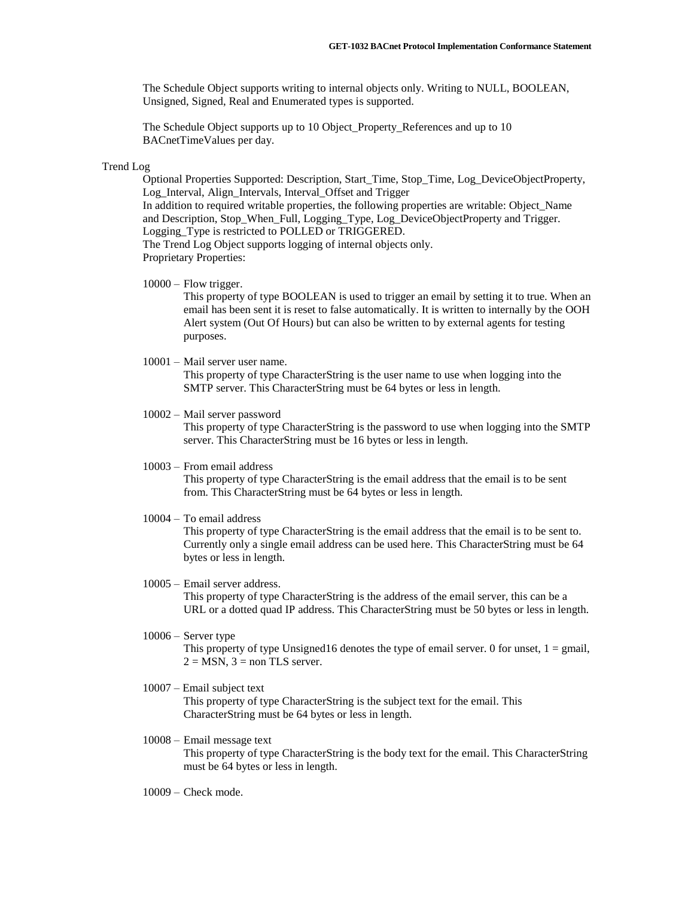The Schedule Object supports writing to internal objects only. Writing to NULL, BOOLEAN, Unsigned, Signed, Real and Enumerated types is supported.

The Schedule Object supports up to 10 Object_Property_References and up to 10 BACnetTimeValues per day.

Trend Log

Optional Properties Supported: Description, Start_Time, Stop_Time, Log_DeviceObjectProperty, Log_Interval, Align_Intervals, Interval_Offset and Trigger
In addition to required writable properties, the following properties are writable: Object_Name and Description, Stop_When_Full, Logging_Type, Log_DeviceObjectProperty and Trigger.
Logging_Type is restricted to POLLED or TRIGGERED.
The Trend Log Object supports logging of internal objects only.
Proprietary Properties:

10000 – Flow trigger.
This property of type BOOLEAN is used to trigger an email by setting it to true. When an email has been sent it is reset to false automatically. It is written to internally by the OOH Alert system (Out Of Hours) but can also be written to by external agents for testing purposes.

10001 – Mail server user name.
This property of type CharacterString is the user name to use when logging into the SMTP server. This CharacterString must be 64 bytes or less in length.

10002 – Mail server password
This property of type CharacterString is the password to use when logging into the SMTP server. This CharacterString must be 16 bytes or less in length.

10003 – From email address
This property of type CharacterString is the email address that the email is to be sent from. This CharacterString must be 64 bytes or less in length.

10004 – To email address
This property of type CharacterString is the email address that the email is to be sent to. Currently only a single email address can be used here. This CharacterString must be 64 bytes or less in length.

10005 – Email server address.
This property of type CharacterString is the address of the email server, this can be a URL or a dotted quad IP address. This CharacterString must be 50 bytes or less in length.

10006 – Server type
This property of type Unsigned16 denotes the type of email server. 0 for unset, 1 = gmail, 2 = MSN, 3 = non TLS server.

10007 – Email subject text
This property of type CharacterString is the subject text for the email. This CharacterString must be 64 bytes or less in length.

10008 – Email message text
This property of type CharacterString is the body text for the email. This CharacterString must be 64 bytes or less in length.

10009 – Check mode.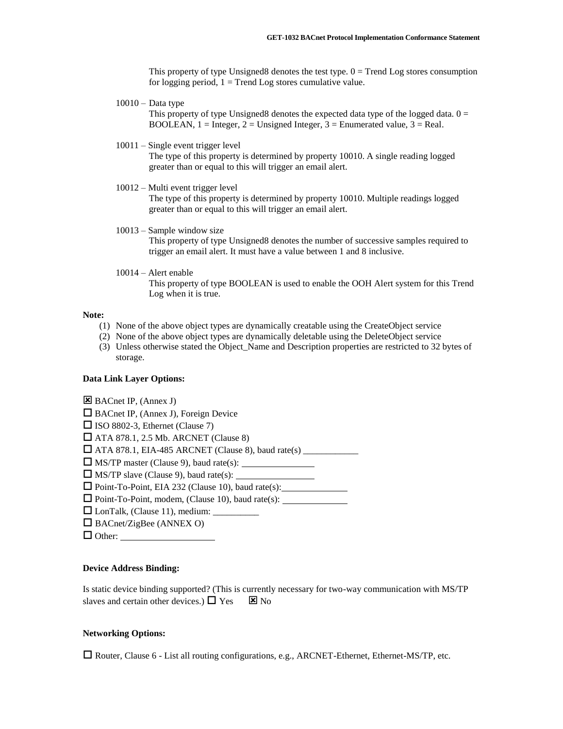This property of type Unsigned8 denotes the test type. 0 = Trend Log stores consumption for logging period, 1 = Trend Log stores cumulative value.

10010 – Data type

This property of type Unsigned8 denotes the expected data type of the logged data. 0 = BOOLEAN, 1 = Integer, 2 = Unsigned Integer, 3 = Enumerated value, 3 = Real.

10011 – Single event trigger level

The type of this property is determined by property 10010. A single reading logged greater than or equal to this will trigger an email alert.

10012 – Multi event trigger level

The type of this property is determined by property 10010. Multiple readings logged greater than or equal to this will trigger an email alert.

10013 – Sample window size

This property of type Unsigned8 denotes the number of successive samples required to trigger an email alert. It must have a value between 1 and 8 inclusive.

10014 – Alert enable

This property of type BOOLEAN is used to enable the OOH Alert system for this Trend Log when it is true.

**Note:**

1. None of the above object types are dynamically creatable using the CreateObject service
2. None of the above object types are dynamically deletable using the DeleteObject service
3. Unless otherwise stated the Object_Name and Description properties are restricted to 32 bytes of storage.

**Data Link Layer Options:**

☒ BACnet IP, (Annex J)
☐ BACnet IP, (Annex J), Foreign Device
☐ ISO 8802-3, Ethernet (Clause 7)
☐ ATA 878.1, 2.5 Mb. ARCNET (Clause 8)
☐ ATA 878.1, EIA-485 ARCNET (Clause 8), baud rate(s) ____________
☐ MS/TP master (Clause 9), baud rate(s): ________________
☐ MS/TP slave (Clause 9), baud rate(s): _________________
☐ Point-To-Point, EIA 232 (Clause 10), baud rate(s): ______________
☐ Point-To-Point, modem, (Clause 10), baud rate(s): ______________
☐ LonTalk, (Clause 11), medium: __________
☐ BACnet/ZigBee (ANNEX O)
☐ Other: ____________________

**Device Address Binding:**

Is static device binding supported? (This is currently necessary for two-way communication with MS/TP slaves and certain other devices.) ☐ Yes ☒ No

**Networking Options:**

☐ Router, Clause 6 - List all routing configurations, e.g., ARCNET-Ethernet, Ethernet-MS/TP, etc.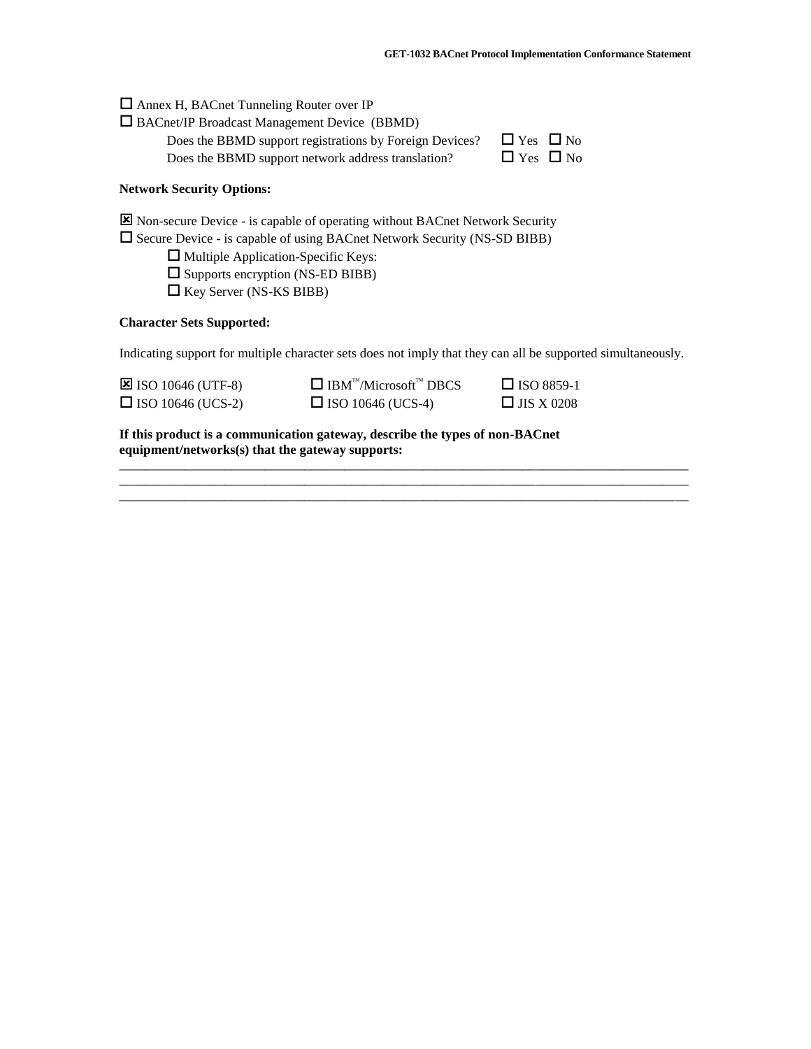☐ Annex H, BACnet Tunneling Router over IP

☐ BACnet/IP Broadcast Management Device (BBMD)

Does the BBMD support registrations by Foreign Devices? ☐ Yes ☐ No

Does the BBMD support network address translation? ☐ Yes ☐ No

**Network Security Options:**

☒ Non-secure Device - is capable of operating without BACnet Network Security

☐ Secure Device - is capable of using BACnet Network Security (NS-SD BIBB)

- ☐ Multiple Application-Specific Keys:
- ☐ Supports encryption (NS-ED BIBB)
- ☐ Key Server (NS-KS BIBB)

**Character Sets Supported:**

Indicating support for multiple character sets does not imply that they can all be supported simultaneously.

| | | |
|---|---|---|
| ☒ ISO 10646 (UTF-8) | ☐ IBM™/Microsoft™ DBCS | ☐ ISO 8859-1 |
| ☐ ISO 10646 (UCS-2) | ☐ ISO 10646 (UCS-4) | ☐ JIS X 0208 |

**If this product is a communication gateway, describe the types of non-BACnet equipment/networks(s) that the gateway supports:**

\_\_\_\_\_\_\_\_\_\_\_\_\_\_\_\_\_\_\_\_\_\_\_\_\_\_\_\_\_\_\_\_\_\_\_\_\_\_\_\_\_\_\_\_\_\_\_\_\_\_\_\_\_\_\_\_\_\_\_\_\_\_\_\_\_\_\_\_\_\_\_\_\_\_\_\_\_\_

\_\_\_\_\_\_\_\_\_\_\_\_\_\_\_\_\_\_\_\_\_\_\_\_\_\_\_\_\_\_\_\_\_\_\_\_\_\_\_\_\_\_\_\_\_\_\_\_\_\_\_\_\_\_\_\_\_\_\_\_\_\_\_\_\_\_\_\_\_\_\_\_\_\_\_\_\_\_

\_\_\_\_\_\_\_\_\_\_\_\_\_\_\_\_\_\_\_\_\_\_\_\_\_\_\_\_\_\_\_\_\_\_\_\_\_\_\_\_\_\_\_\_\_\_\_\_\_\_\_\_\_\_\_\_\_\_\_\_\_\_\_\_\_\_\_\_\_\_\_\_\_\_\_\_\_\_